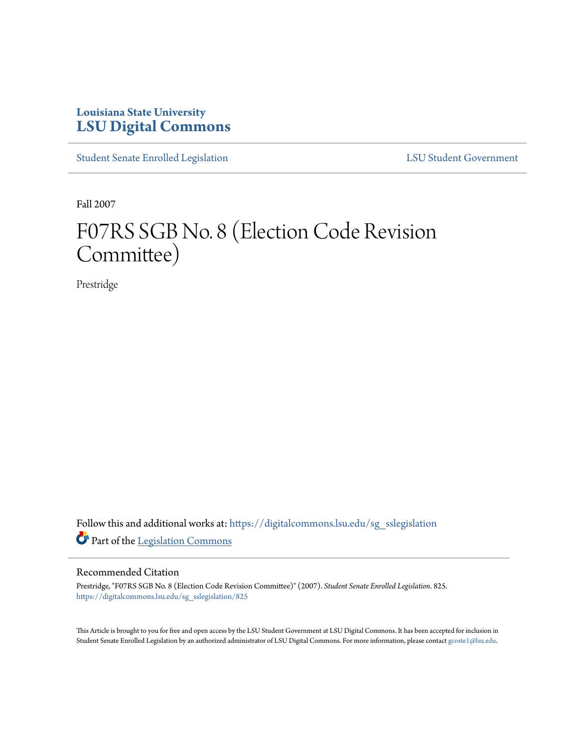Louisiana State University

# LSU Digital Commons

Student Senate Enrolled Legislation

LSU Student Government

Fall 2007

# F07RS SGB No. 8 (Election Code Revision Committee)

Prestridge

Follow this and additional works at: https://digitalcommons.lsu.edu/sg_sslegislation

Part of the Legislation Commons

## Recommended Citation

Prestridge, "F07RS SGB No. 8 (Election Code Revision Committee)" (2007). *Student Senate Enrolled Legislation*. 825.
https://digitalcommons.lsu.edu/sg_sslegislation/825

This Article is brought to you for free and open access by the LSU Student Government at LSU Digital Commons. It has been accepted for inclusion in Student Senate Enrolled Legislation by an authorized administrator of LSU Digital Commons. For more information, please contact gcoste1@lsu.edu.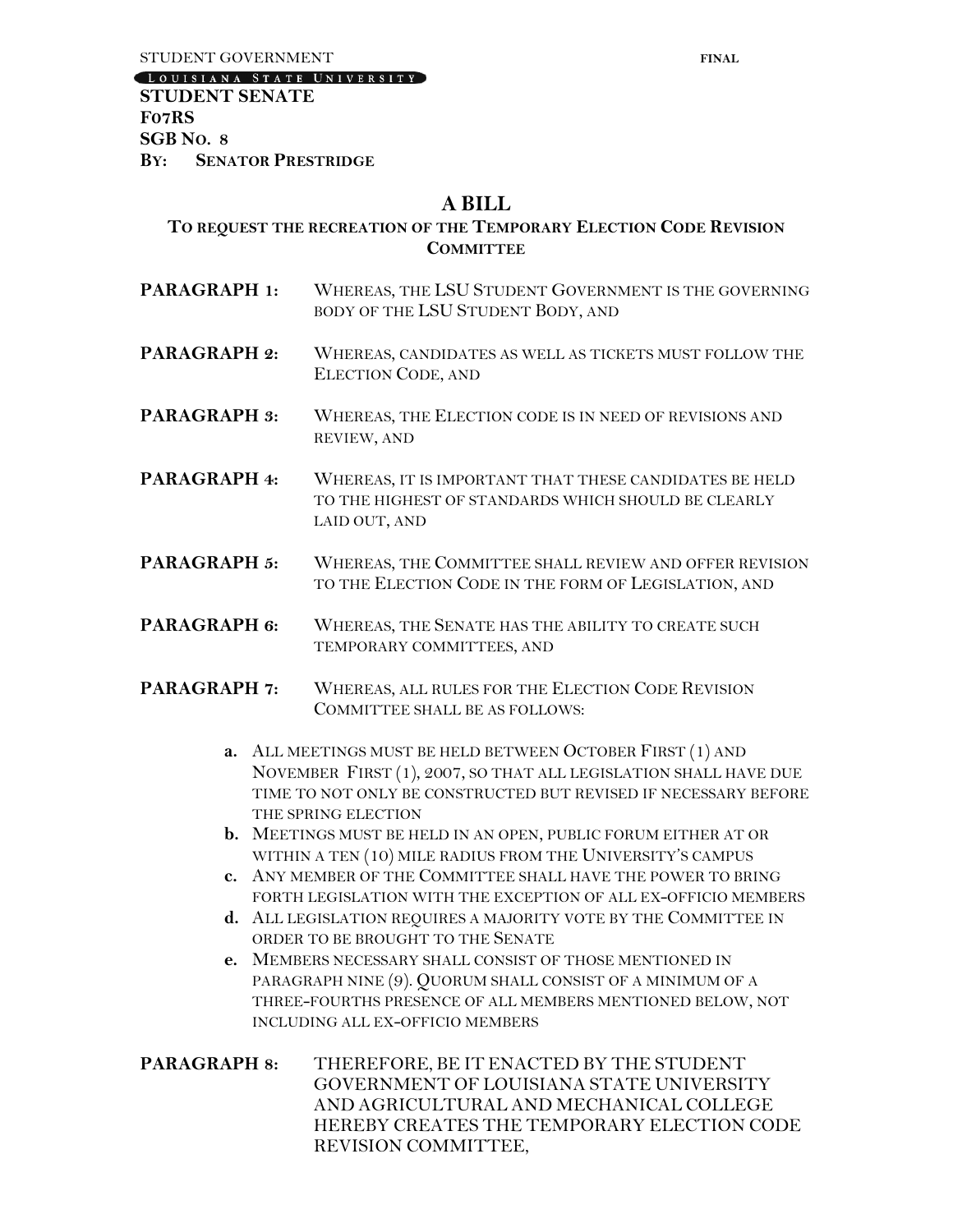STUDENT GOVERNMENT **FINAL**

LOUISIANA STATE UNIVERSITY

**STUDENT SENATE**
**F07RS**
**SGB NO. 8**
**BY: SENATOR PRESTRIDGE**

## A BILL

### TO REQUEST THE RECREATION OF THE TEMPORARY ELECTION CODE REVISION COMMITTEE

**PARAGRAPH 1:** WHEREAS, THE LSU STUDENT GOVERNMENT IS THE GOVERNING BODY OF THE LSU STUDENT BODY, AND

**PARAGRAPH 2:** WHEREAS, CANDIDATES AS WELL AS TICKETS MUST FOLLOW THE ELECTION CODE, AND

**PARAGRAPH 3:** WHEREAS, THE ELECTION CODE IS IN NEED OF REVISIONS AND REVIEW, AND

**PARAGRAPH 4:** WHEREAS, IT IS IMPORTANT THAT THESE CANDIDATES BE HELD TO THE HIGHEST OF STANDARDS WHICH SHOULD BE CLEARLY LAID OUT, AND

**PARAGRAPH 5:** WHEREAS, THE COMMITTEE SHALL REVIEW AND OFFER REVISION TO THE ELECTION CODE IN THE FORM OF LEGISLATION, AND

**PARAGRAPH 6:** WHEREAS, THE SENATE HAS THE ABILITY TO CREATE SUCH TEMPORARY COMMITTEES, AND

**PARAGRAPH 7:** WHEREAS, ALL RULES FOR THE ELECTION CODE REVISION COMMITTEE SHALL BE AS FOLLOWS:

- **a.** ALL MEETINGS MUST BE HELD BETWEEN OCTOBER FIRST (1) AND NOVEMBER FIRST (1), 2007, SO THAT ALL LEGISLATION SHALL HAVE DUE TIME TO NOT ONLY BE CONSTRUCTED BUT REVISED IF NECESSARY BEFORE THE SPRING ELECTION
- **b.** MEETINGS MUST BE HELD IN AN OPEN, PUBLIC FORUM EITHER AT OR WITHIN A TEN (10) MILE RADIUS FROM THE UNIVERSITY'S CAMPUS
- **c.** ANY MEMBER OF THE COMMITTEE SHALL HAVE THE POWER TO BRING FORTH LEGISLATION WITH THE EXCEPTION OF ALL EX-OFFICIO MEMBERS
- **d.** ALL LEGISLATION REQUIRES A MAJORITY VOTE BY THE COMMITTEE IN ORDER TO BE BROUGHT TO THE SENATE
- **e.** MEMBERS NECESSARY SHALL CONSIST OF THOSE MENTIONED IN PARAGRAPH NINE (9). QUORUM SHALL CONSIST OF A MINIMUM OF A THREE-FOURTHS PRESENCE OF ALL MEMBERS MENTIONED BELOW, NOT INCLUDING ALL EX-OFFICIO MEMBERS

**PARAGRAPH 8:** THEREFORE, BE IT ENACTED BY THE STUDENT GOVERNMENT OF LOUISIANA STATE UNIVERSITY AND AGRICULTURAL AND MECHANICAL COLLEGE HEREBY CREATES THE TEMPORARY ELECTION CODE REVISION COMMITTEE,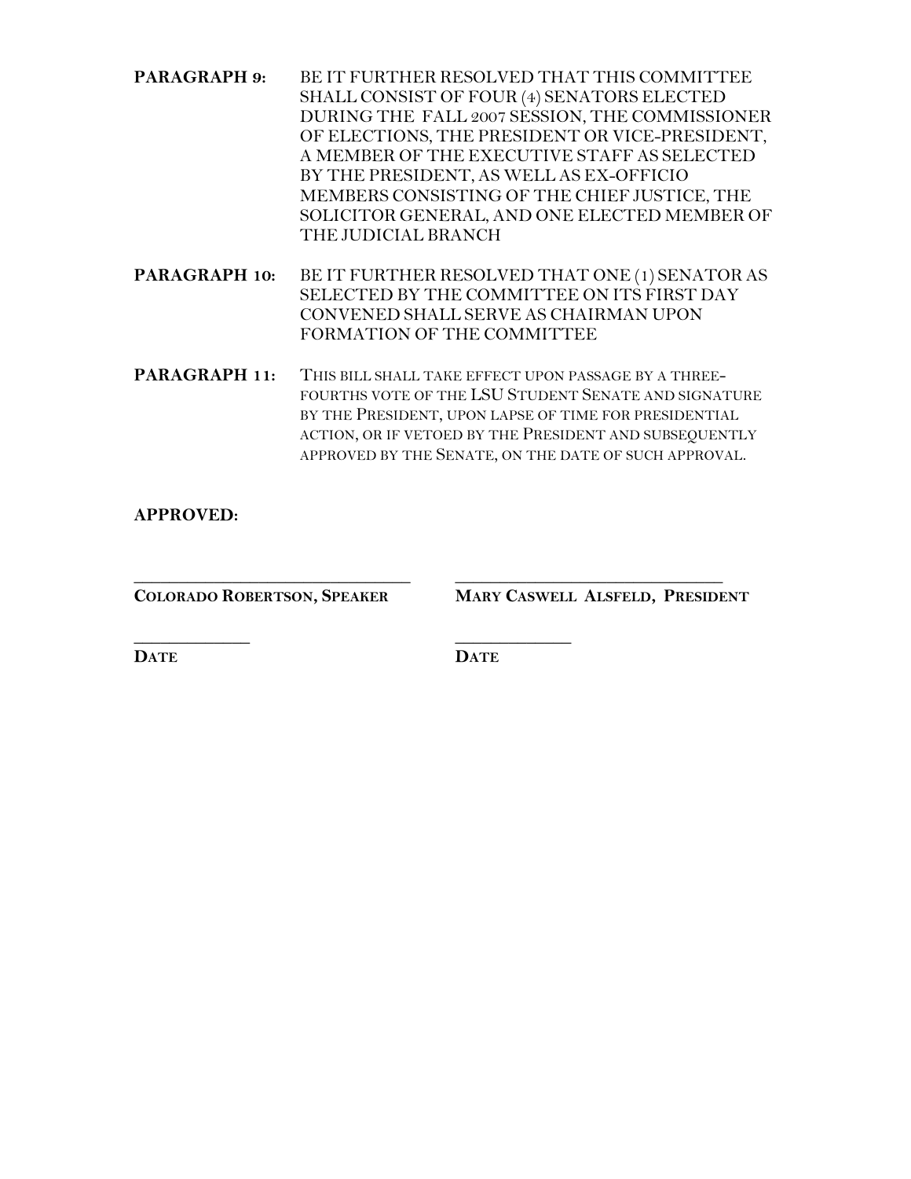**PARAGRAPH 9:** BE IT FURTHER RESOLVED THAT THIS COMMITTEE SHALL CONSIST OF FOUR (4) SENATORS ELECTED DURING THE FALL 2007 SESSION, THE COMMISSIONER OF ELECTIONS, THE PRESIDENT OR VICE-PRESIDENT, A MEMBER OF THE EXECUTIVE STAFF AS SELECTED BY THE PRESIDENT, AS WELL AS EX-OFFICIO MEMBERS CONSISTING OF THE CHIEF JUSTICE, THE SOLICITOR GENERAL, AND ONE ELECTED MEMBER OF THE JUDICIAL BRANCH

**PARAGRAPH 10:** BE IT FURTHER RESOLVED THAT ONE (1) SENATOR AS SELECTED BY THE COMMITTEE ON ITS FIRST DAY CONVENED SHALL SERVE AS CHAIRMAN UPON FORMATION OF THE COMMITTEE

**PARAGRAPH 11:** THIS BILL SHALL TAKE EFFECT UPON PASSAGE BY A THREE-FOURTHS VOTE OF THE LSU STUDENT SENATE AND SIGNATURE BY THE PRESIDENT, UPON LAPSE OF TIME FOR PRESIDENTIAL ACTION, OR IF VETOED BY THE PRESIDENT AND SUBSEQUENTLY APPROVED BY THE SENATE, ON THE DATE OF SUCH APPROVAL.

**APPROVED:**

______________________________ ______________________________

**COLORADO ROBERTSON, SPEAKER** **MARY CASWELL ALSFELD, PRESIDENT**

____________ ____________

**DATE** **DATE**